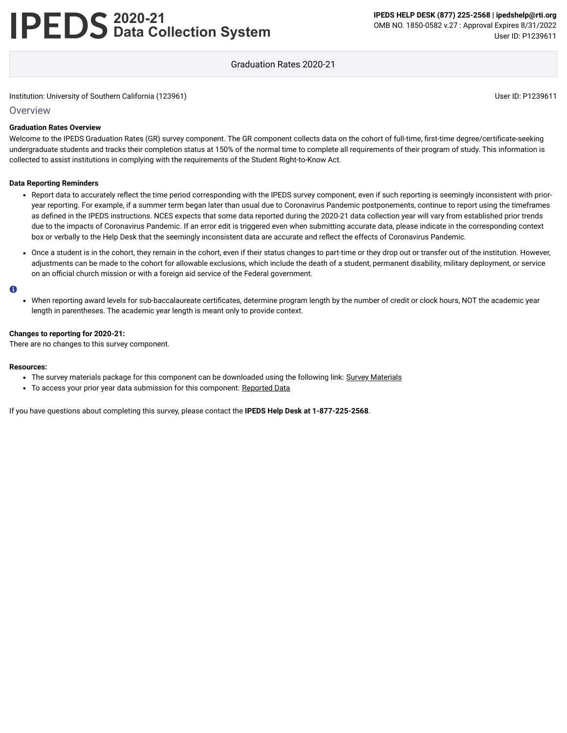# IPEDS 2020-21 Data Collection System

**IPEDS HELP DESK (877) 225-2568 | ipedshelp@rti.org**
OMB NO. 1850-0582 v.27 : Approval Expires 8/31/2022
User ID: P1239611

Graduation Rates 2020-21

Institution: University of Southern California (123961)

User ID: P1239611

## Overview

**Graduation Rates Overview**

Welcome to the IPEDS Graduation Rates (GR) survey component. The GR component collects data on the cohort of full-time, first-time degree/certificate-seeking undergraduate students and tracks their completion status at 150% of the normal time to complete all requirements of their program of study. This information is collected to assist institutions in complying with the requirements of the Student Right-to-Know Act.

**Data Reporting Reminders**

- Report data to accurately reflect the time period corresponding with the IPEDS survey component, even if such reporting is seemingly inconsistent with prior-year reporting. For example, if a summer term began later than usual due to Coronavirus Pandemic postponements, continue to report using the timeframes as defined in the IPEDS instructions. NCES expects that some data reported during the 2020-21 data collection year will vary from established prior trends due to the impacts of Coronavirus Pandemic. If an error edit is triggered even when submitting accurate data, please indicate in the corresponding context box or verbally to the Help Desk that the seemingly inconsistent data are accurate and reflect the effects of Coronavirus Pandemic.
- Once a student is in the cohort, they remain in the cohort, even if their status changes to part-time or they drop out or transfer out of the institution. However, adjustments can be made to the cohort for allowable exclusions, which include the death of a student, permanent disability, military deployment, or service on an official church mission or with a foreign aid service of the Federal government.

- When reporting award levels for sub-baccalaureate certificates, determine program length by the number of credit or clock hours, NOT the academic year length in parentheses. The academic year length is meant only to provide context.

**Changes to reporting for 2020-21:**
There are no changes to this survey component.

**Resources:**

- The survey materials package for this component can be downloaded using the following link: Survey Materials
- To access your prior year data submission for this component: Reported Data

If you have questions about completing this survey, please contact the **IPEDS Help Desk at 1-877-225-2568**.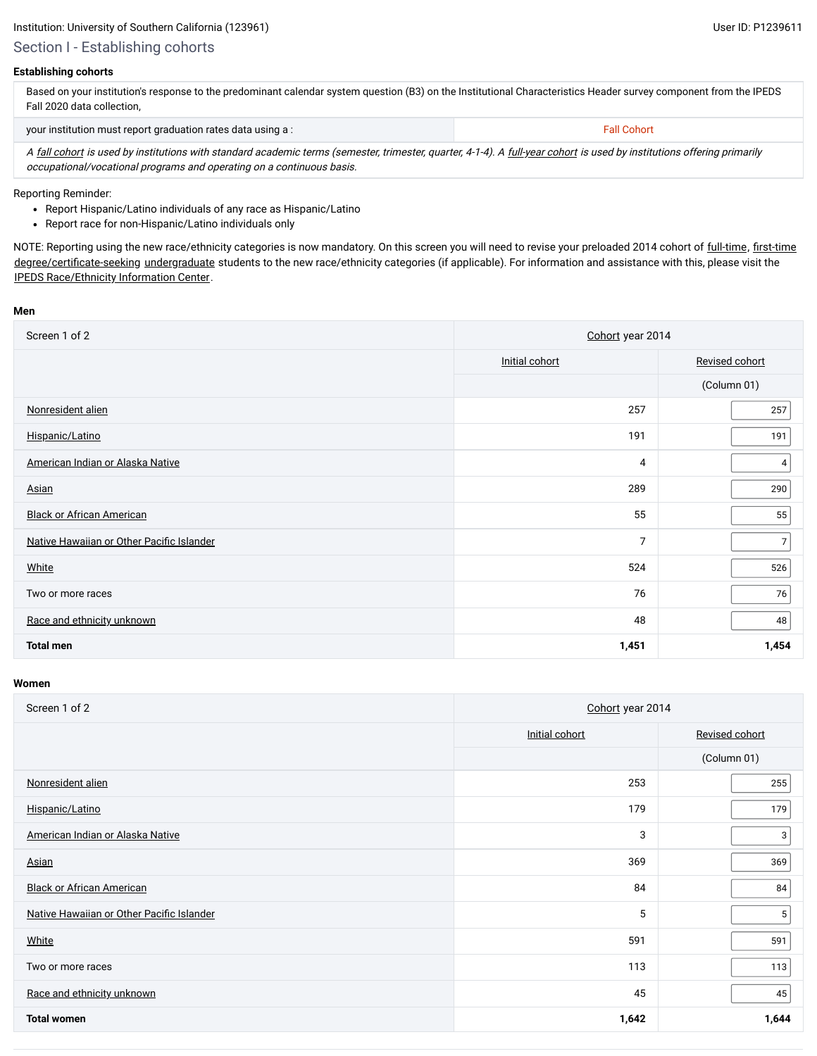Institution: University of Southern California (123961)

User ID: P1239611

## Section I - Establishing cohorts

**Establishing cohorts**

| Based on your institution's response to the predominant calendar system question (B3) on the Institutional Characteristics Header survey component from the IPEDS Fall 2020 data collection, | |
|---|---|
| your institution must report graduation rates data using a : | Fall Cohort |
| *A fall cohort is used by institutions with standard academic terms (semester, trimester, quarter, 4-1-4). A full-year cohort is used by institutions offering primarily occupational/vocational programs and operating on a continuous basis.* | |

Reporting Reminder:

- Report Hispanic/Latino individuals of any race as Hispanic/Latino
- Report race for non-Hispanic/Latino individuals only

NOTE: Reporting using the new race/ethnicity categories is now mandatory. On this screen you will need to revise your preloaded 2014 cohort of full-time, first-time degree/certificate-seeking undergraduate students to the new race/ethnicity categories (if applicable). For information and assistance with this, please visit the IPEDS Race/Ethnicity Information Center.

**Men**

| Screen 1 of 2 | Cohort year 2014 | |
|---|---|---|
| | Initial cohort | Revised cohort |
| | | (Column 01) |
| Nonresident alien | 257 | 257 |
| Hispanic/Latino | 191 | 191 |
| American Indian or Alaska Native | 4 | 4 |
| Asian | 289 | 290 |
| Black or African American | 55 | 55 |
| Native Hawaiian or Other Pacific Islander | 7 | 7 |
| White | 524 | 526 |
| Two or more races | 76 | 76 |
| Race and ethnicity unknown | 48 | 48 |
| **Total men** | **1,451** | **1,454** |

**Women**

| Screen 1 of 2 | Cohort year 2014 | |
|---|---|---|
| | Initial cohort | Revised cohort |
| | | (Column 01) |
| Nonresident alien | 253 | 255 |
| Hispanic/Latino | 179 | 179 |
| American Indian or Alaska Native | 3 | 3 |
| Asian | 369 | 369 |
| Black or African American | 84 | 84 |
| Native Hawaiian or Other Pacific Islander | 5 | 5 |
| White | 591 | 591 |
| Two or more races | 113 | 113 |
| Race and ethnicity unknown | 45 | 45 |
| **Total women** | **1,642** | **1,644** |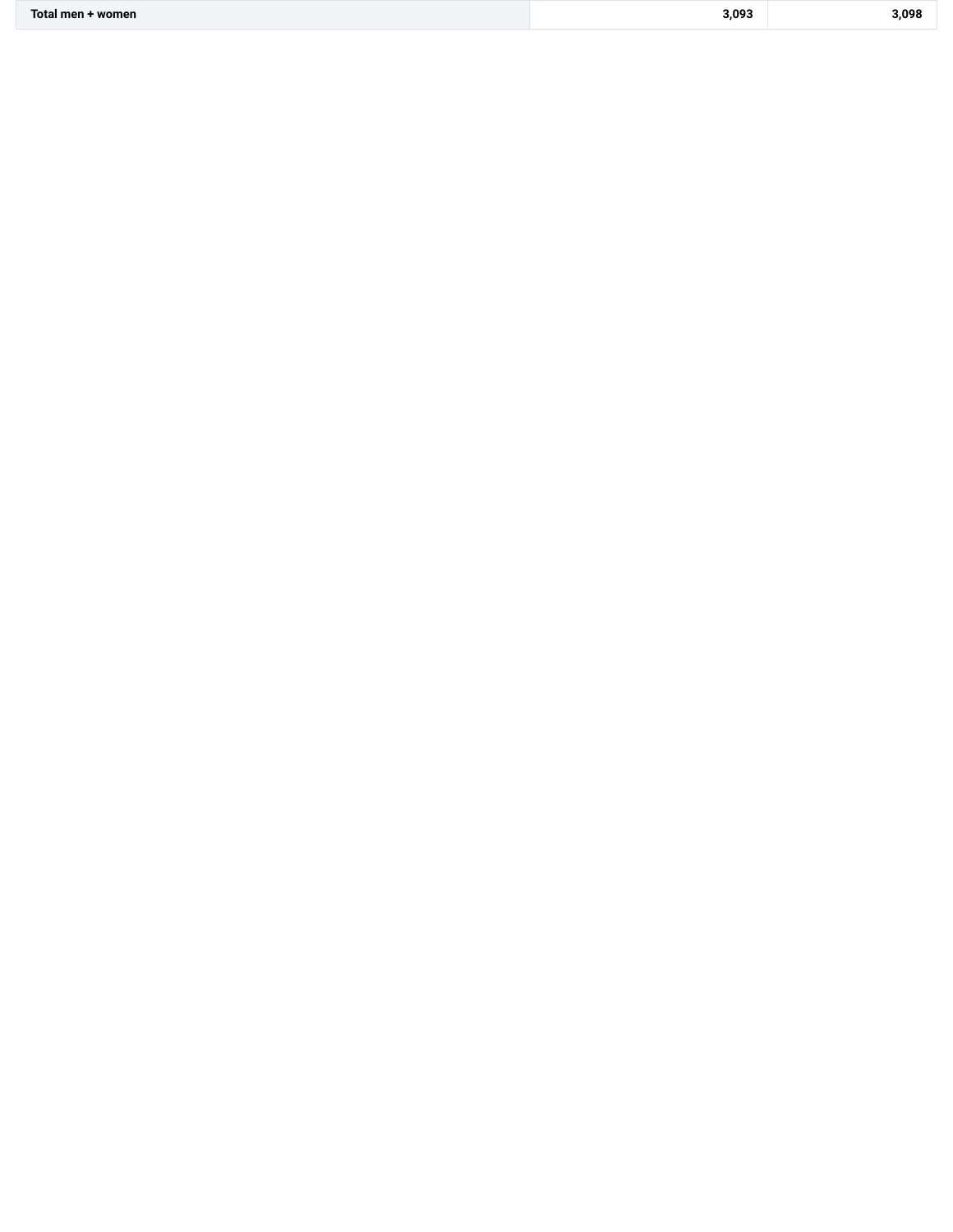| | | |
|---|---|---|
| **Total men + women** | **3,093** | **3,098** |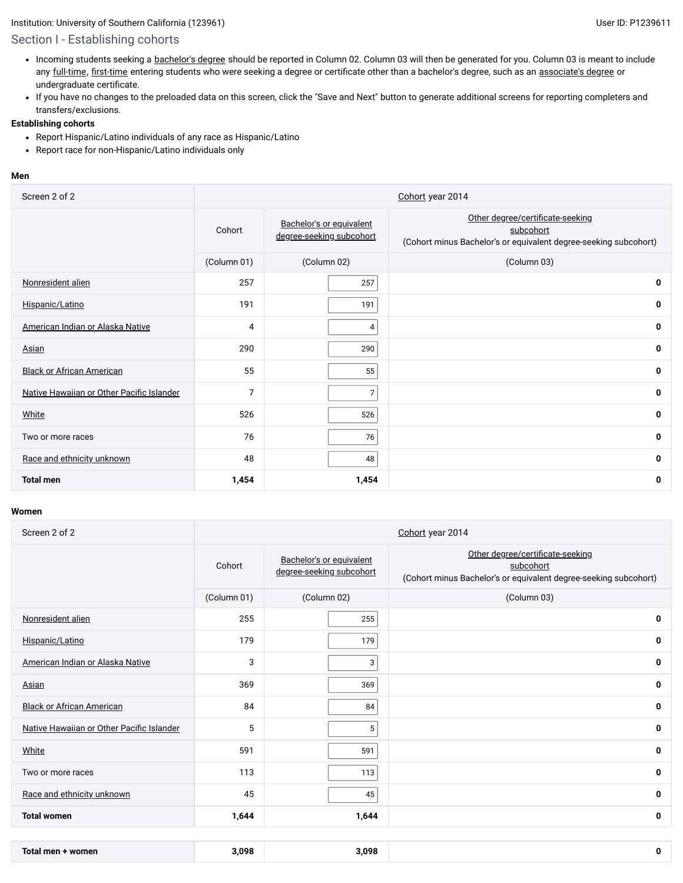Institution: University of Southern California (123961)

User ID: P1239611

## Section I - Establishing cohorts

- Incoming students seeking a bachelor's degree should be reported in Column 02. Column 03 will then be generated for you. Column 03 is meant to include any full-time, first-time entering students who were seeking a degree or certificate other than a bachelor's degree, such as an associate's degree or undergraduate certificate.
- If you have no changes to the preloaded data on this screen, click the "Save and Next" button to generate additional screens for reporting completers and transfers/exclusions.

**Establishing cohorts**

- Report Hispanic/Latino individuals of any race as Hispanic/Latino
- Report race for non-Hispanic/Latino individuals only

**Men**

| Screen 2 of 2 | Cohort year 2014 | | |
|---|---|---|---|
| | Cohort | Bachelor's or equivalent degree-seeking subcohort | Other degree/certificate-seeking subcohort (Cohort minus Bachelor's or equivalent degree-seeking subcohort) |
| | (Column 01) | (Column 02) | (Column 03) |
| Nonresident alien | 257 | 257 | **0** |
| Hispanic/Latino | 191 | 191 | **0** |
| American Indian or Alaska Native | 4 | 4 | **0** |
| Asian | 290 | 290 | **0** |
| Black or African American | 55 | 55 | **0** |
| Native Hawaiian or Other Pacific Islander | 7 | 7 | **0** |
| White | 526 | 526 | **0** |
| Two or more races | 76 | 76 | **0** |
| Race and ethnicity unknown | 48 | 48 | **0** |
| **Total men** | **1,454** | **1,454** | **0** |

**Women**

| Screen 2 of 2 | Cohort year 2014 | | |
|---|---|---|---|
| | Cohort | Bachelor's or equivalent degree-seeking subcohort | Other degree/certificate-seeking subcohort (Cohort minus Bachelor's or equivalent degree-seeking subcohort) |
| | (Column 01) | (Column 02) | (Column 03) |
| Nonresident alien | 255 | 255 | **0** |
| Hispanic/Latino | 179 | 179 | **0** |
| American Indian or Alaska Native | 3 | 3 | **0** |
| Asian | 369 | 369 | **0** |
| Black or African American | 84 | 84 | **0** |
| Native Hawaiian or Other Pacific Islander | 5 | 5 | **0** |
| White | 591 | 591 | **0** |
| Two or more races | 113 | 113 | **0** |
| Race and ethnicity unknown | 45 | 45 | **0** |
| **Total women** | **1,644** | **1,644** | **0** |

| | | | |
|---|---|---|---|
| **Total men + women** | **3,098** | **3,098** | **0** |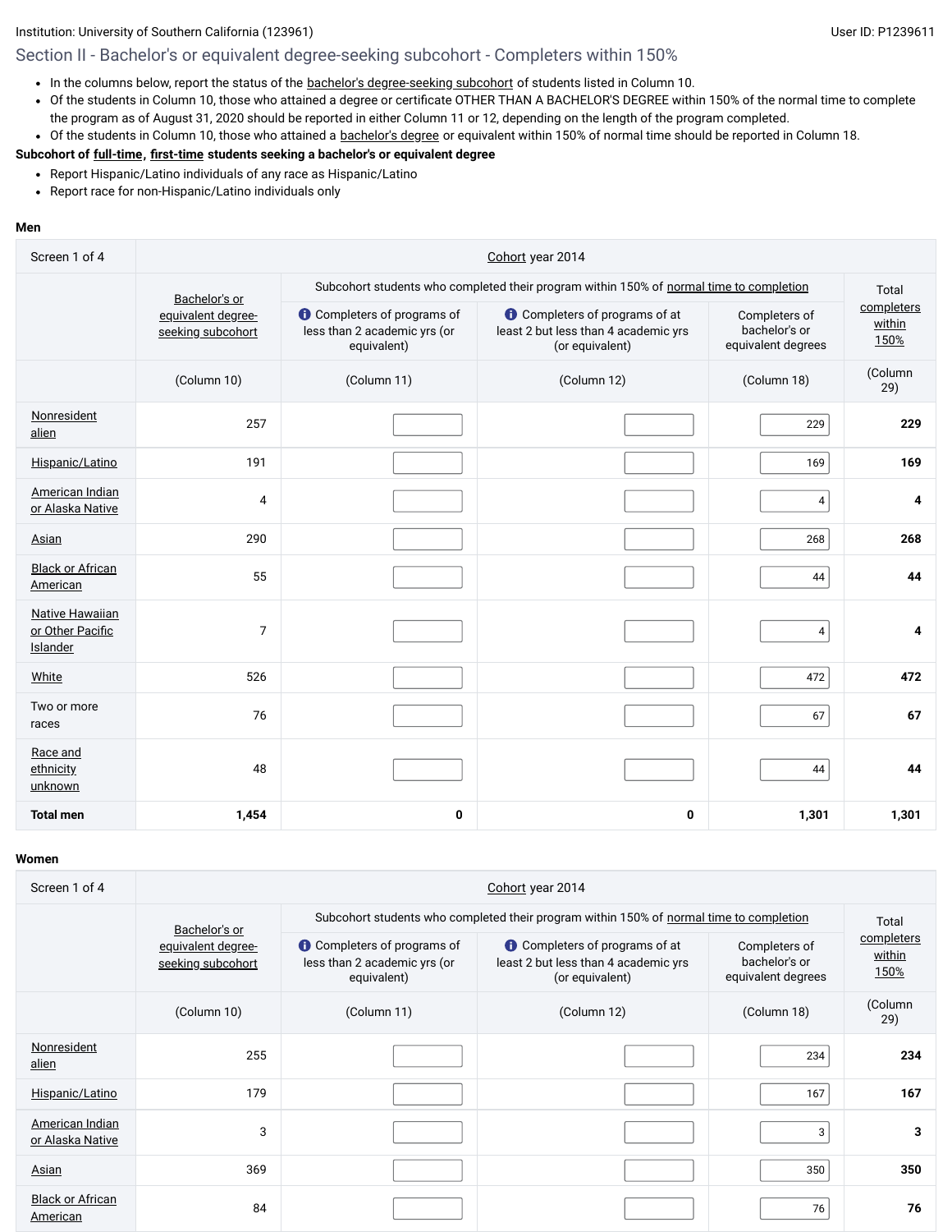Institution: University of Southern California (123961)

User ID: P1239611

## Section II - Bachelor's or equivalent degree-seeking subcohort - Completers within 150%

- In the columns below, report the status of the bachelor's degree-seeking subcohort of students listed in Column 10.
- Of the students in Column 10, those who attained a degree or certificate OTHER THAN A BACHELOR'S DEGREE within 150% of the normal time to complete the program as of August 31, 2020 should be reported in either Column 11 or 12, depending on the length of the program completed.
- Of the students in Column 10, those who attained a bachelor's degree or equivalent within 150% of normal time should be reported in Column 18.

**Subcohort of full-time, first-time students seeking a bachelor's or equivalent degree**

- Report Hispanic/Latino individuals of any race as Hispanic/Latino
- Report race for non-Hispanic/Latino individuals only

**Men**

| Screen 1 of 4 | Cohort year 2014 | | | | |
|---|---|---|---|---|---|
| | Bachelor's or equivalent degree-seeking subcohort | Subcohort students who completed their program within 150% of normal time to completion | | | Total completers within 150% |
| | | Completers of programs of less than 2 academic yrs (or equivalent) | Completers of programs of at least 2 but less than 4 academic yrs (or equivalent) | Completers of bachelor's or equivalent degrees | |
| | (Column 10) | (Column 11) | (Column 12) | (Column 18) | (Column 29) |
| Nonresident alien | 257 | | | 229 | **229** |
| Hispanic/Latino | 191 | | | 169 | **169** |
| American Indian or Alaska Native | 4 | | | 4 | **4** |
| Asian | 290 | | | 268 | **268** |
| Black or African American | 55 | | | 44 | **44** |
| Native Hawaiian or Other Pacific Islander | 7 | | | 4 | **4** |
| White | 526 | | | 472 | **472** |
| Two or more races | 76 | | | 67 | **67** |
| Race and ethnicity unknown | 48 | | | 44 | **44** |
| **Total men** | **1,454** | **0** | **0** | **1,301** | **1,301** |

**Women**

| Screen 1 of 4 | Cohort year 2014 | | | | |
|---|---|---|---|---|---|
| | Bachelor's or equivalent degree-seeking subcohort | Subcohort students who completed their program within 150% of normal time to completion | | | Total completers within 150% |
| | | Completers of programs of less than 2 academic yrs (or equivalent) | Completers of programs of at least 2 but less than 4 academic yrs (or equivalent) | Completers of bachelor's or equivalent degrees | |
| | (Column 10) | (Column 11) | (Column 12) | (Column 18) | (Column 29) |
| Nonresident alien | 255 | | | 234 | **234** |
| Hispanic/Latino | 179 | | | 167 | **167** |
| American Indian or Alaska Native | 3 | | | 3 | **3** |
| Asian | 369 | | | 350 | **350** |
| Black or African American | 84 | | | 76 | **76** |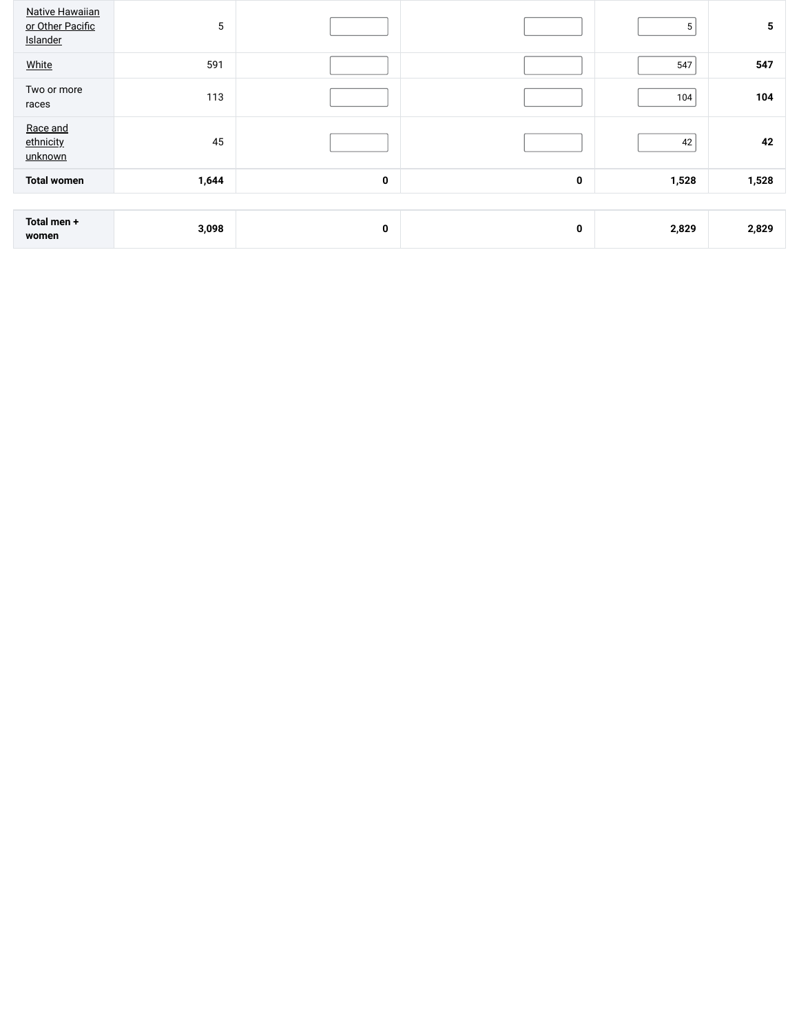| | | | | | |
|---|---|---|---|---|---|
| Native Hawaiian or Other Pacific Islander | 5 | | | 5 | 5 |
| White | 591 | | | 547 | 547 |
| Two or more races | 113 | | | 104 | 104 |
| Race and ethnicity unknown | 45 | | | 42 | 42 |
| **Total women** | **1,644** | **0** | **0** | **1,528** | **1,528** |

| | | | | | |
|---|---|---|---|---|---|
| **Total men + women** | **3,098** | **0** | **0** | **2,829** | **2,829** |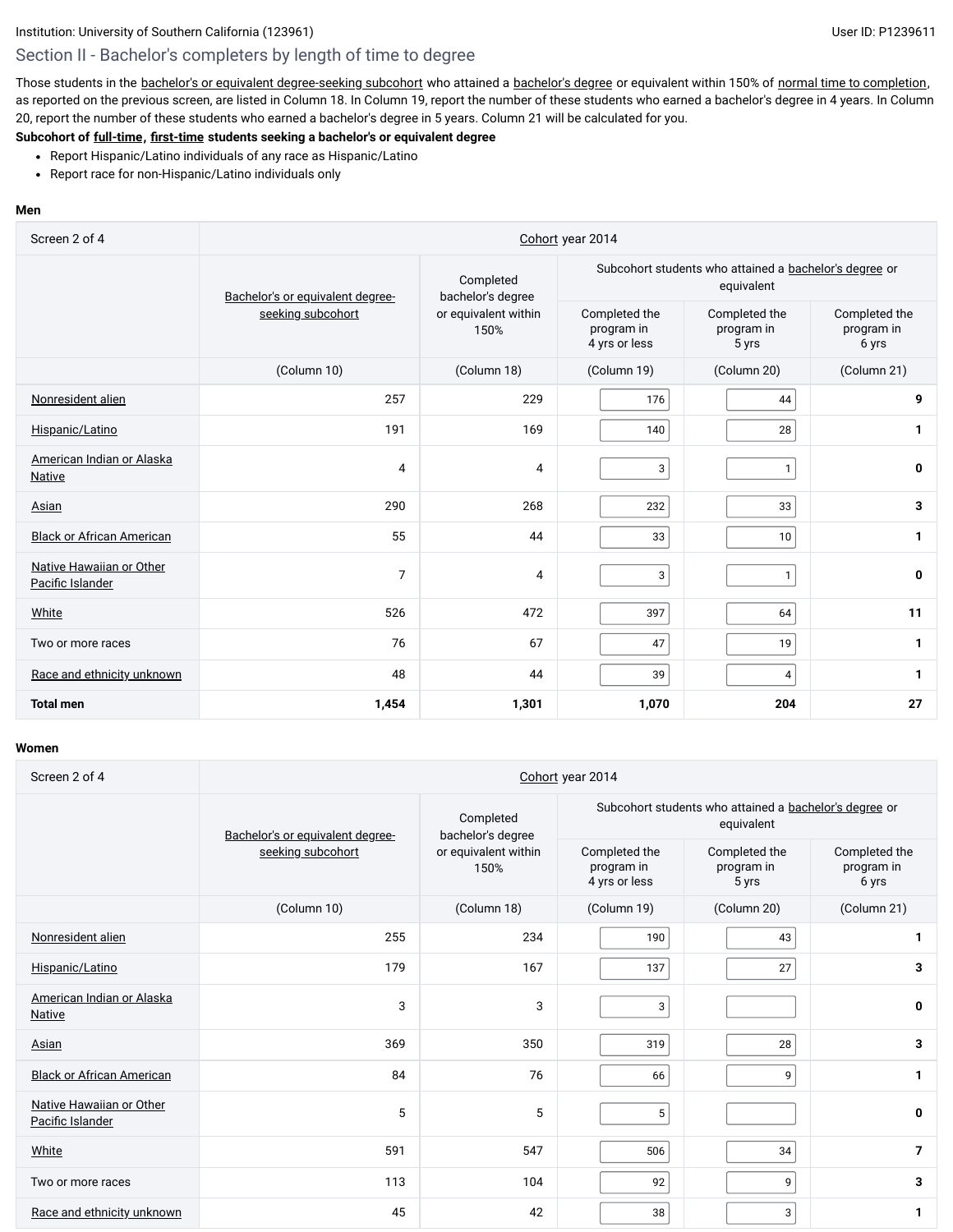Institution: University of Southern California (123961) User ID: P1239611

## Section II - Bachelor's completers by length of time to degree

Those students in the bachelor's or equivalent degree-seeking subcohort who attained a bachelor's degree or equivalent within 150% of normal time to completion, as reported on the previous screen, are listed in Column 18. In Column 19, report the number of these students who earned a bachelor's degree in 4 years. In Column 20, report the number of these students who earned a bachelor's degree in 5 years. Column 21 will be calculated for you.

**Subcohort of full-time, first-time students seeking a bachelor's or equivalent degree**

- Report Hispanic/Latino individuals of any race as Hispanic/Latino
- Report race for non-Hispanic/Latino individuals only

**Men**

| Screen 2 of 4 | Cohort year 2014 | | | | |
|---|---|---|---|---|---|
| | Bachelor's or equivalent degree-seeking subcohort | Completed bachelor's degree or equivalent within 150% | Subcohort students who attained a bachelor's degree or equivalent | | |
| | | | Completed the program in 4 yrs or less | Completed the program in 5 yrs | Completed the program in 6 yrs |
| | (Column 10) | (Column 18) | (Column 19) | (Column 20) | (Column 21) |
| Nonresident alien | 257 | 229 | 176 | 44 | 9 |
| Hispanic/Latino | 191 | 169 | 140 | 28 | 1 |
| American Indian or Alaska Native | 4 | 4 | 3 | 1 | 0 |
| Asian | 290 | 268 | 232 | 33 | 3 |
| Black or African American | 55 | 44 | 33 | 10 | 1 |
| Native Hawaiian or Other Pacific Islander | 7 | 4 | 3 | 1 | 0 |
| White | 526 | 472 | 397 | 64 | 11 |
| Two or more races | 76 | 67 | 47 | 19 | 1 |
| Race and ethnicity unknown | 48 | 44 | 39 | 4 | 1 |
| **Total men** | **1,454** | **1,301** | **1,070** | **204** | **27** |

**Women**

| Screen 2 of 4 | Cohort year 2014 | | | | |
|---|---|---|---|---|---|
| | Bachelor's or equivalent degree-seeking subcohort | Completed bachelor's degree or equivalent within 150% | Subcohort students who attained a bachelor's degree or equivalent | | |
| | | | Completed the program in 4 yrs or less | Completed the program in 5 yrs | Completed the program in 6 yrs |
| | (Column 10) | (Column 18) | (Column 19) | (Column 20) | (Column 21) |
| Nonresident alien | 255 | 234 | 190 | 43 | 1 |
| Hispanic/Latino | 179 | 167 | 137 | 27 | 3 |
| American Indian or Alaska Native | 3 | 3 | 3 | | 0 |
| Asian | 369 | 350 | 319 | 28 | 3 |
| Black or African American | 84 | 76 | 66 | 9 | 1 |
| Native Hawaiian or Other Pacific Islander | 5 | 5 | 5 | | 0 |
| White | 591 | 547 | 506 | 34 | 7 |
| Two or more races | 113 | 104 | 92 | 9 | 3 |
| Race and ethnicity unknown | 45 | 42 | 38 | 3 | 1 |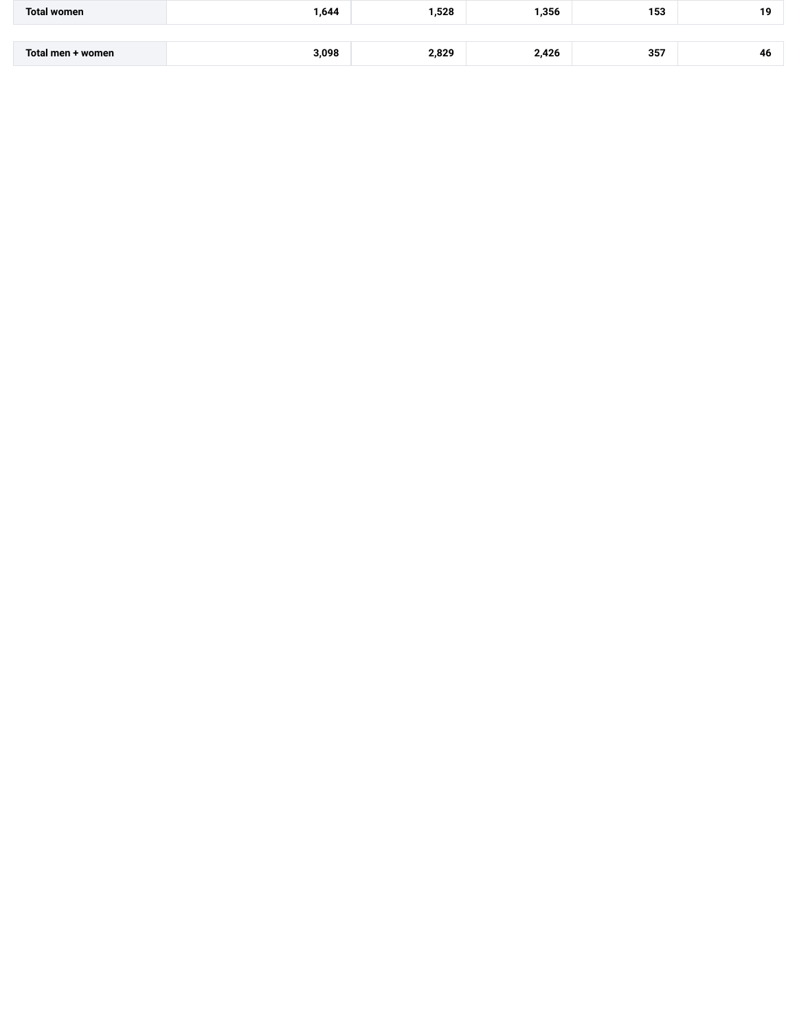| | | | | | |
|---|---|---|---|---|---|
| **Total women** | **1,644** | **1,528** | **1,356** | **153** | **19** |
| **Total men + women** | **3,098** | **2,829** | **2,426** | **357** | **46** |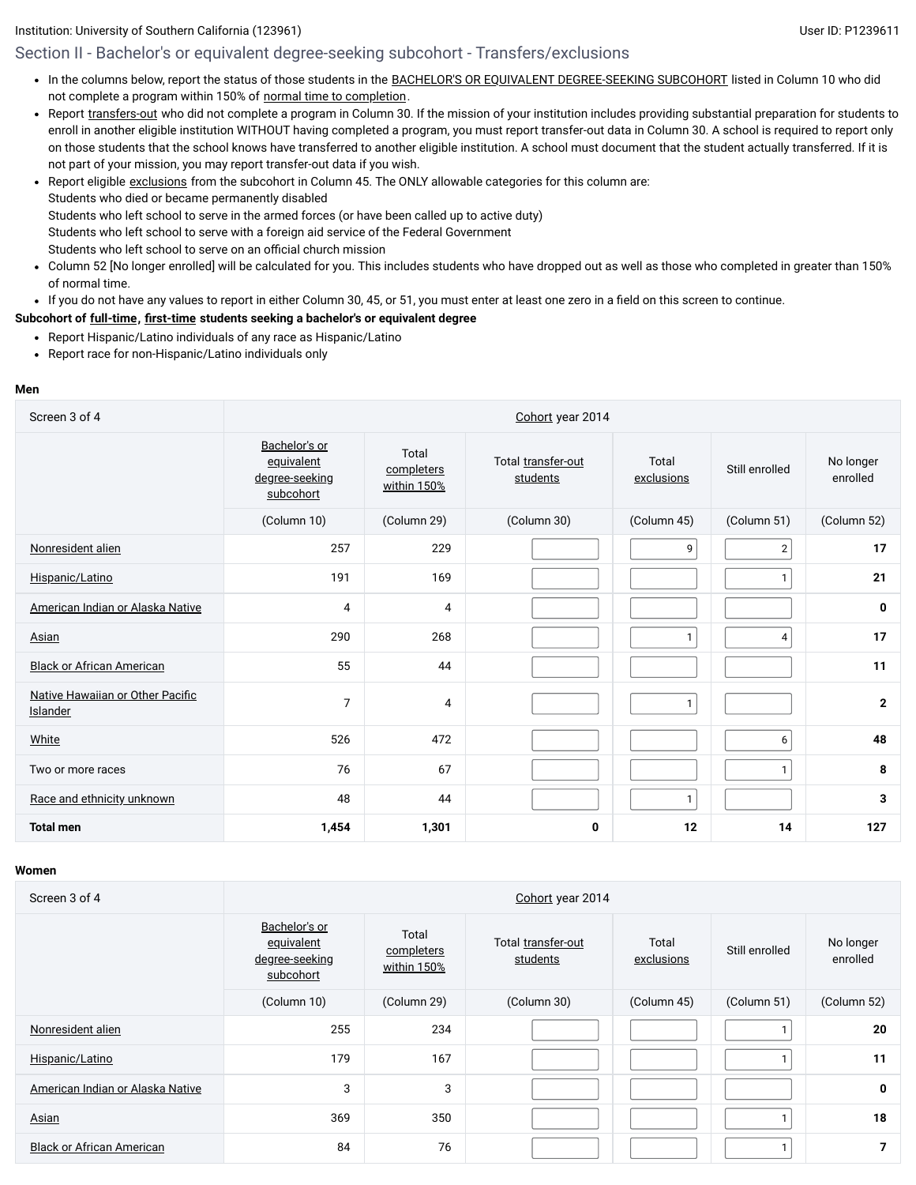Institution: University of Southern California (123961)

User ID: P1239611

## Section II - Bachelor's or equivalent degree-seeking subcohort - Transfers/exclusions

- In the columns below, report the status of those students in the BACHELOR'S OR EQUIVALENT DEGREE-SEEKING SUBCOHORT listed in Column 10 who did not complete a program within 150% of normal time to completion.
- Report transfers-out who did not complete a program in Column 30. If the mission of your institution includes providing substantial preparation for students to enroll in another eligible institution WITHOUT having completed a program, you must report transfer-out data in Column 30. A school is required to report only on those students that the school knows have transferred to another eligible institution. A school must document that the student actually transferred. If it is not part of your mission, you may report transfer-out data if you wish.
- Report eligible exclusions from the subcohort in Column 45. The ONLY allowable categories for this column are:
  Students who died or became permanently disabled
  Students who left school to serve in the armed forces (or have been called up to active duty)
  Students who left school to serve with a foreign aid service of the Federal Government
  Students who left school to serve on an official church mission
- Column 52 [No longer enrolled] will be calculated for you. This includes students who have dropped out as well as those who completed in greater than 150% of normal time.
- If you do not have any values to report in either Column 30, 45, or 51, you must enter at least one zero in a field on this screen to continue.

**Subcohort of full-time, first-time students seeking a bachelor's or equivalent degree**

- Report Hispanic/Latino individuals of any race as Hispanic/Latino
- Report race for non-Hispanic/Latino individuals only

**Men**

| Screen 3 of 4 | Cohort year 2014 | | | | | |
|---|---|---|---|---|---|---|
| | Bachelor's or equivalent degree-seeking subcohort | Total completers within 150% | Total transfer-out students | Total exclusions | Still enrolled | No longer enrolled |
| | (Column 10) | (Column 29) | (Column 30) | (Column 45) | (Column 51) | (Column 52) |
| Nonresident alien | 257 | 229 | | 9 | 2 | **17** |
| Hispanic/Latino | 191 | 169 | | | 1 | **21** |
| American Indian or Alaska Native | 4 | 4 | | | | **0** |
| Asian | 290 | 268 | | 1 | 4 | **17** |
| Black or African American | 55 | 44 | | | | **11** |
| Native Hawaiian or Other Pacific Islander | 7 | 4 | | 1 | | **2** |
| White | 526 | 472 | | | 6 | **48** |
| Two or more races | 76 | 67 | | | 1 | **8** |
| Race and ethnicity unknown | 48 | 44 | | 1 | | **3** |
| **Total men** | **1,454** | **1,301** | **0** | **12** | **14** | **127** |

**Women**

| Screen 3 of 4 | Cohort year 2014 | | | | | |
|---|---|---|---|---|---|---|
| | Bachelor's or equivalent degree-seeking subcohort | Total completers within 150% | Total transfer-out students | Total exclusions | Still enrolled | No longer enrolled |
| | (Column 10) | (Column 29) | (Column 30) | (Column 45) | (Column 51) | (Column 52) |
| Nonresident alien | 255 | 234 | | | 1 | **20** |
| Hispanic/Latino | 179 | 167 | | | 1 | **11** |
| American Indian or Alaska Native | 3 | 3 | | | | **0** |
| Asian | 369 | 350 | | | 1 | **18** |
| Black or African American | 84 | 76 | | | 1 | **7** |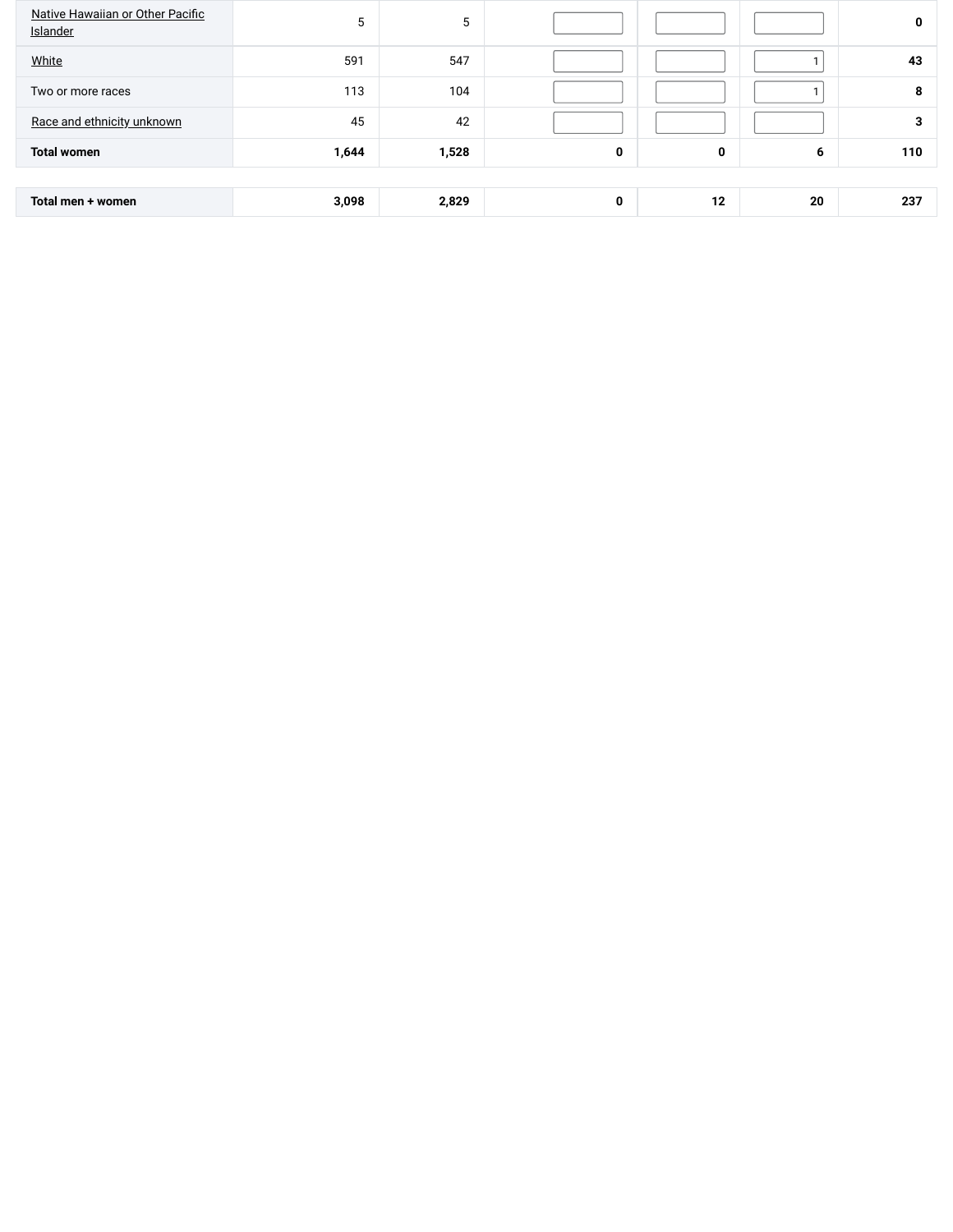| | | | | | | |
|---|---|---|---|---|---|---|
| Native Hawaiian or Other Pacific Islander | 5 | 5 | | | | **0** |
| White | 591 | 547 | | | 1 | **43** |
| Two or more races | 113 | 104 | | | 1 | **8** |
| Race and ethnicity unknown | 45 | 42 | | | | **3** |
| **Total women** | **1,644** | **1,528** | **0** | **0** | **6** | **110** |
| **Total men + women** | **3,098** | **2,829** | **0** | **12** | **20** | **237** |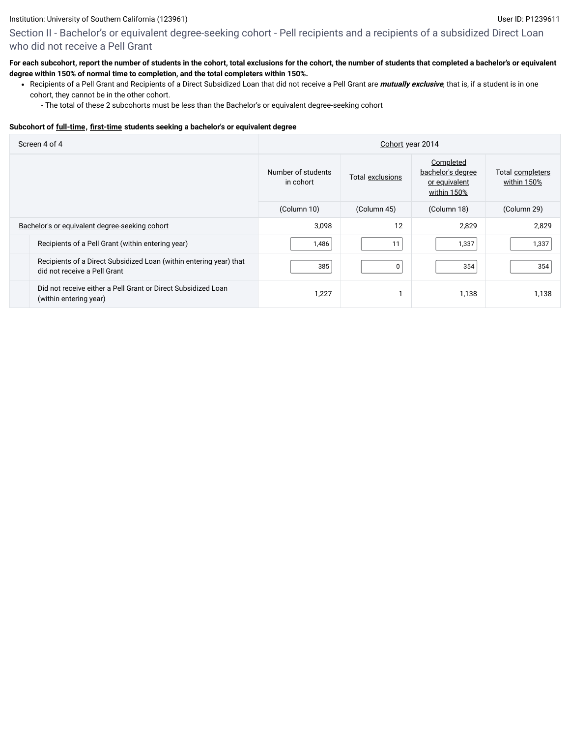## Section II - Bachelor's or equivalent degree-seeking cohort - Pell recipients and a recipients of a subsidized Direct Loan who did not receive a Pell Grant

**For each subcohort, report the number of students in the cohort, total exclusions for the cohort, the number of students that completed a bachelor's or equivalent degree within 150% of normal time to completion, and the total completers within 150%.**

- Recipients of a Pell Grant and Recipients of a Direct Subsidized Loan that did not receive a Pell Grant are ***mutually exclusive***, that is, if a student is in one cohort, they cannot be in the other cohort.
  - The total of these 2 subcohorts must be less than the Bachelor's or equivalent degree-seeking cohort

**Subcohort of full-time, first-time students seeking a bachelor's or equivalent degree**

| Screen 4 of 4 | Cohort year 2014 | | | |
|---|---|---|---|---|
| | Number of students in cohort | Total exclusions | Completed bachelor's degree or equivalent within 150% | Total completers within 150% |
| | (Column 10) | (Column 45) | (Column 18) | (Column 29) |
| Bachelor's or equivalent degree-seeking cohort | 3,098 | 12 | 2,829 | 2,829 |
| Recipients of a Pell Grant (within entering year) | 1,486 | 11 | 1,337 | 1,337 |
| Recipients of a Direct Subsidized Loan (within entering year) that did not receive a Pell Grant | 385 | 0 | 354 | 354 |
| Did not receive either a Pell Grant or Direct Subsidized Loan (within entering year) | 1,227 | 1 | 1,138 | 1,138 |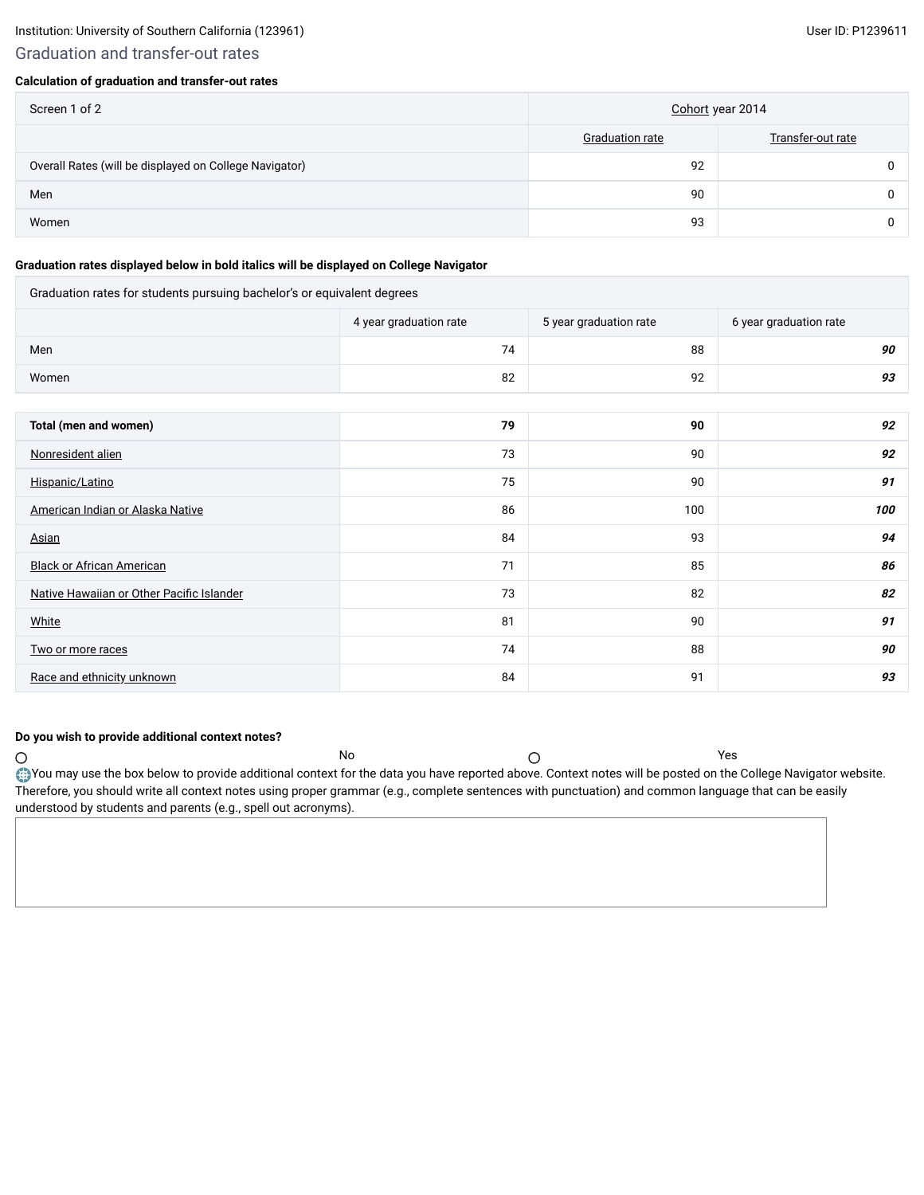Institution: University of Southern California (123961)

User ID: P1239611

## Graduation and transfer-out rates

**Calculation of graduation and transfer-out rates**

| Screen 1 of 2 | Cohort year 2014 | |
|---|---|---|
| | Graduation rate | Transfer-out rate |
| Overall Rates (will be displayed on College Navigator) | 92 | 0 |
| Men | 90 | 0 |
| Women | 93 | 0 |

**Graduation rates displayed below in bold italics will be displayed on College Navigator**

| Graduation rates for students pursuing bachelor's or equivalent degrees | | | |
|---|---|---|---|
| | 4 year graduation rate | 5 year graduation rate | 6 year graduation rate |
| Men | 74 | 88 | ***90*** |
| Women | 82 | 92 | ***93*** |
| **Total (men and women)** | **79** | **90** | ***92*** |
| Nonresident alien | 73 | 90 | ***92*** |
| Hispanic/Latino | 75 | 90 | ***91*** |
| American Indian or Alaska Native | 86 | 100 | ***100*** |
| Asian | 84 | 93 | ***94*** |
| Black or African American | 71 | 85 | ***86*** |
| Native Hawaiian or Other Pacific Islander | 73 | 82 | ***82*** |
| White | 81 | 90 | ***91*** |
| Two or more races | 74 | 88 | ***90*** |
| Race and ethnicity unknown | 84 | 91 | ***93*** |

**Do you wish to provide additional context notes?**

○ No ○ Yes

You may use the box below to provide additional context for the data you have reported above. Context notes will be posted on the College Navigator website. Therefore, you should write all context notes using proper grammar (e.g., complete sentences with punctuation) and common language that can be easily understood by students and parents (e.g., spell out acronyms).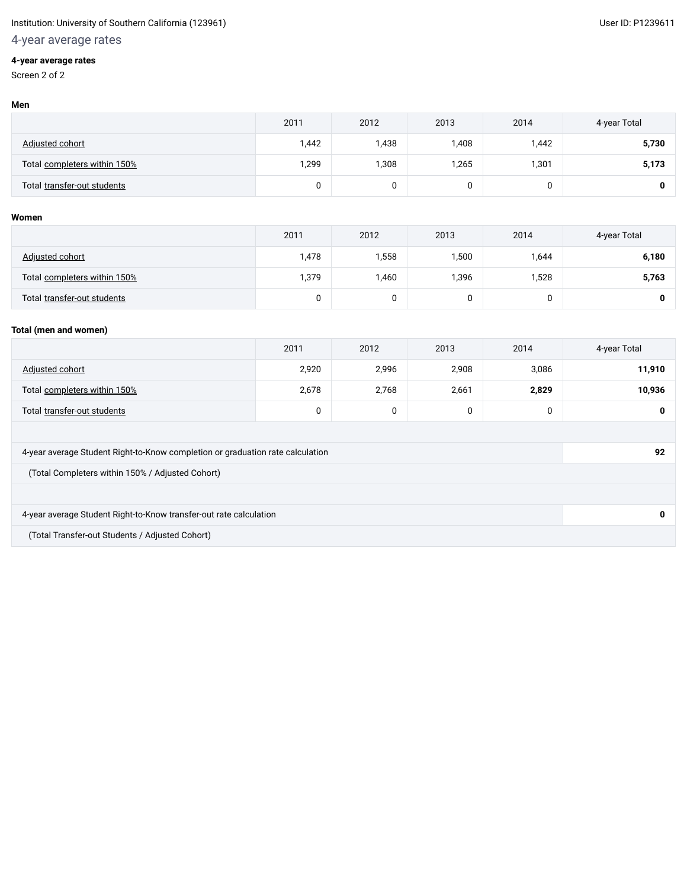Institution: University of Southern California (123961)

User ID: P1239611

## 4-year average rates

**4-year average rates**

Screen 2 of 2

**Men**

| | 2011 | 2012 | 2013 | 2014 | 4-year Total |
|---|---|---|---|---|---|
| Adjusted cohort | 1,442 | 1,438 | 1,408 | 1,442 | **5,730** |
| Total completers within 150% | 1,299 | 1,308 | 1,265 | 1,301 | **5,173** |
| Total transfer-out students | 0 | 0 | 0 | 0 | **0** |

**Women**

| | 2011 | 2012 | 2013 | 2014 | 4-year Total |
|---|---|---|---|---|---|
| Adjusted cohort | 1,478 | 1,558 | 1,500 | 1,644 | **6,180** |
| Total completers within 150% | 1,379 | 1,460 | 1,396 | 1,528 | **5,763** |
| Total transfer-out students | 0 | 0 | 0 | 0 | **0** |

**Total (men and women)**

| | 2011 | 2012 | 2013 | 2014 | 4-year Total |
|---|---|---|---|---|---|
| Adjusted cohort | 2,920 | 2,996 | 2,908 | 3,086 | **11,910** |
| Total completers within 150% | 2,678 | 2,768 | 2,661 | **2,829** | **10,936** |
| Total transfer-out students | 0 | 0 | 0 | 0 | **0** |
| | | | | | |
| 4-year average Student Right-to-Know completion or graduation rate calculation | | | | | **92** |
| (Total Completers within 150% / Adjusted Cohort) | | | | | |
| | | | | | |
| 4-year average Student Right-to-Know transfer-out rate calculation | | | | | **0** |
| (Total Transfer-out Students / Adjusted Cohort) | | | | | |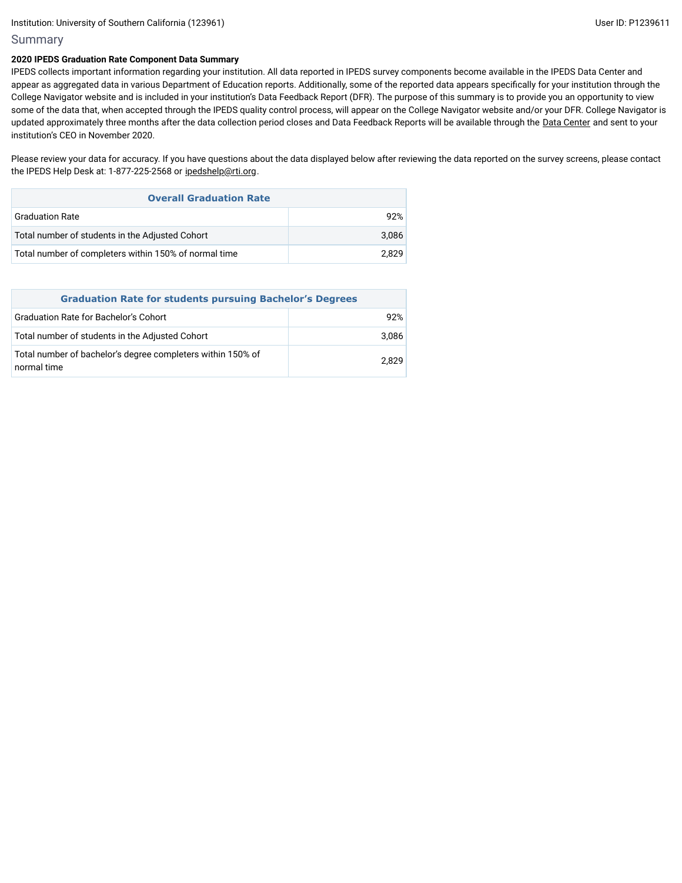Institution: University of Southern California (123961)

User ID: P1239611

## Summary

**2020 IPEDS Graduation Rate Component Data Summary**

IPEDS collects important information regarding your institution. All data reported in IPEDS survey components become available in the IPEDS Data Center and appear as aggregated data in various Department of Education reports. Additionally, some of the reported data appears specifically for your institution through the College Navigator website and is included in your institution's Data Feedback Report (DFR). The purpose of this summary is to provide you an opportunity to view some of the data that, when accepted through the IPEDS quality control process, will appear on the College Navigator website and/or your DFR. College Navigator is updated approximately three months after the data collection period closes and Data Feedback Reports will be available through the Data Center and sent to your institution's CEO in November 2020.

Please review your data for accuracy. If you have questions about the data displayed below after reviewing the data reported on the survey screens, please contact the IPEDS Help Desk at: 1-877-225-2568 or ipedshelp@rti.org.

| Overall Graduation Rate | |
|---|---|
| Graduation Rate | 92% |
| Total number of students in the Adjusted Cohort | 3,086 |
| Total number of completers within 150% of normal time | 2,829 |

| Graduation Rate for students pursuing Bachelor's Degrees | |
|---|---|
| Graduation Rate for Bachelor's Cohort | 92% |
| Total number of students in the Adjusted Cohort | 3,086 |
| Total number of bachelor's degree completers within 150% of normal time | 2,829 |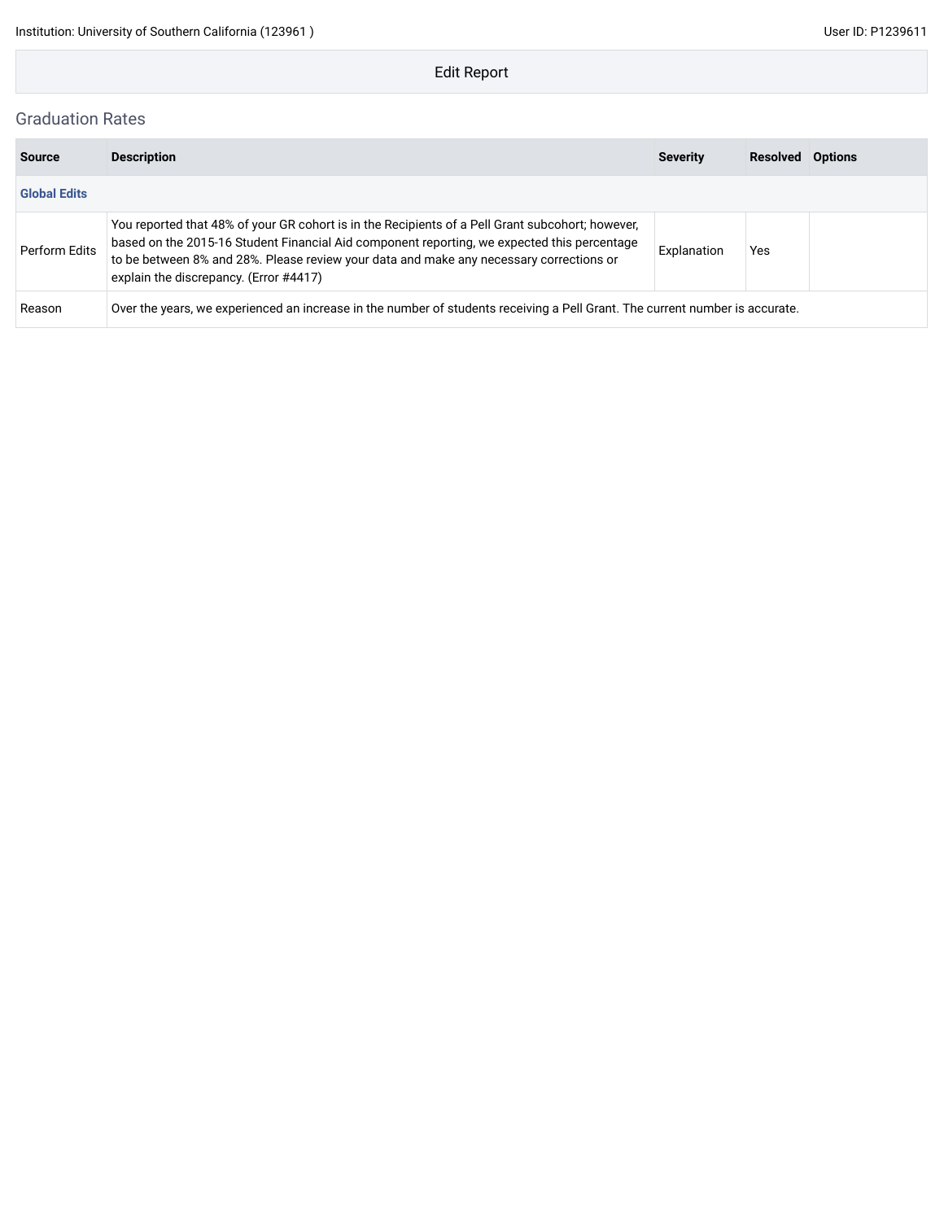Institution: University of Southern California (123961 )

User ID: P1239611

Edit Report

## Graduation Rates

| Source | Description | Severity | Resolved | Options |
|---|---|---|---|---|
| **Global Edits** | | | | |
| Perform Edits | You reported that 48% of your GR cohort is in the Recipients of a Pell Grant subcohort; however, based on the 2015-16 Student Financial Aid component reporting, we expected this percentage to be between 8% and 28%. Please review your data and make any necessary corrections or explain the discrepancy. (Error #4417) | Explanation | Yes | |
| Reason | Over the years, we experienced an increase in the number of students receiving a Pell Grant. The current number is accurate. | | | |